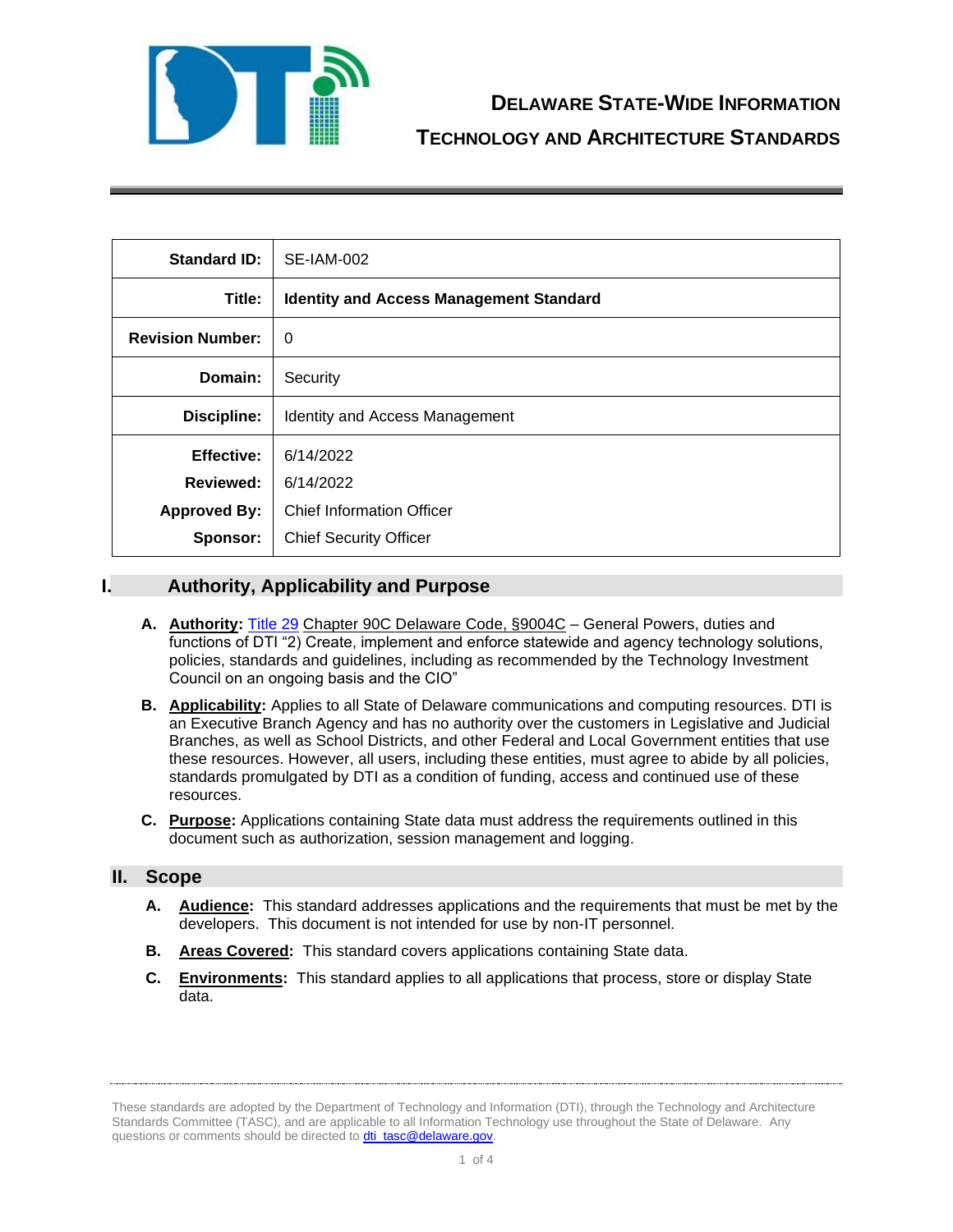# Delaware State-Wide Information Technology and Architecture Standards

| Standard ID: | SE-IAM-002 |
|---|---|
| Title: | **Identity and Access Management Standard** |
| Revision Number: | 0 |
| Domain: | Security |
| Discipline: | Identity and Access Management |
| Effective: | 6/14/2022 |
| Reviewed: | 6/14/2022 |
| Approved By: | Chief Information Officer |
| Sponsor: | Chief Security Officer |

## I. Authority, Applicability and Purpose

**A. Authority:** Title 29 Chapter 90C Delaware Code, §9004C – General Powers, duties and functions of DTI "2) Create, implement and enforce statewide and agency technology solutions, policies, standards and guidelines, including as recommended by the Technology Investment Council on an ongoing basis and the CIO"

**B. Applicability:** Applies to all State of Delaware communications and computing resources. DTI is an Executive Branch Agency and has no authority over the customers in Legislative and Judicial Branches, as well as School Districts, and other Federal and Local Government entities that use these resources. However, all users, including these entities, must agree to abide by all policies, standards promulgated by DTI as a condition of funding, access and continued use of these resources.

**C. Purpose:** Applications containing State data must address the requirements outlined in this document such as authorization, session management and logging.

## II. Scope

**A. Audience:** This standard addresses applications and the requirements that must be met by the developers. This document is not intended for use by non-IT personnel.

**B. Areas Covered:** This standard covers applications containing State data.

**C. Environments:** This standard applies to all applications that process, store or display State data.

These standards are adopted by the Department of Technology and Information (DTI), through the Technology and Architecture Standards Committee (TASC), and are applicable to all Information Technology use throughout the State of Delaware. Any questions or comments should be directed to dti_tasc@delaware.gov.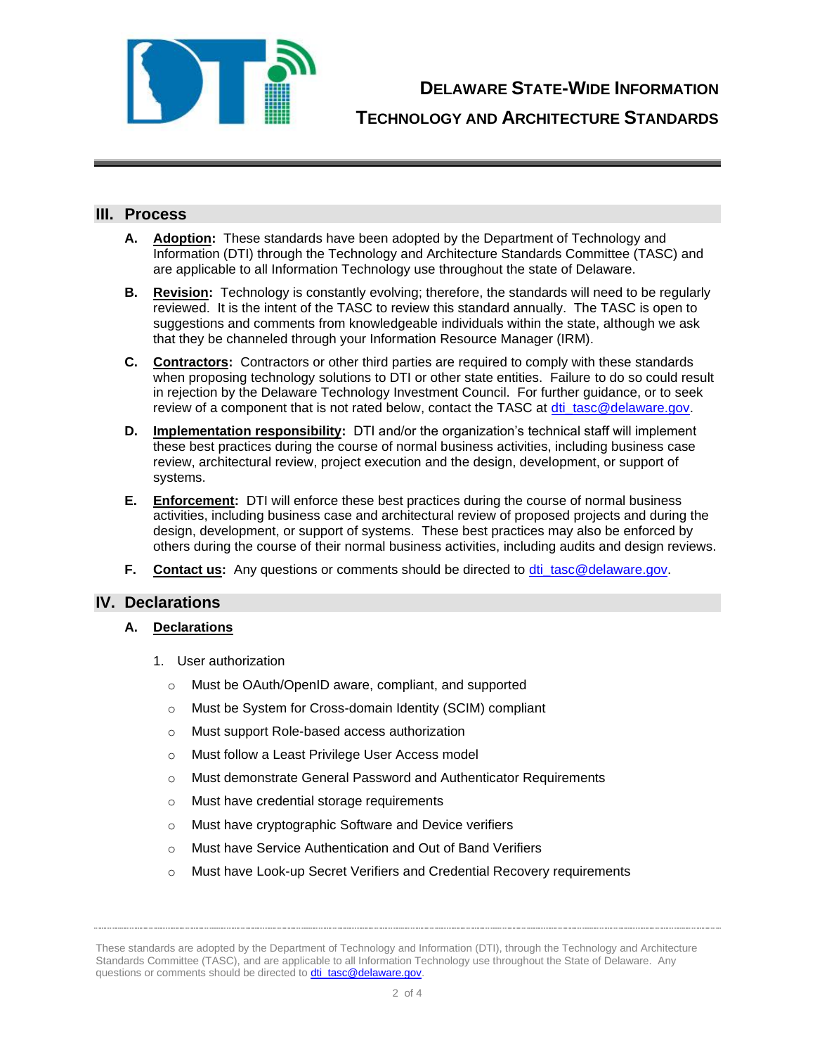## III. Process

A. **Adoption:** These standards have been adopted by the Department of Technology and Information (DTI) through the Technology and Architecture Standards Committee (TASC) and are applicable to all Information Technology use throughout the state of Delaware.

B. **Revision:** Technology is constantly evolving; therefore, the standards will need to be regularly reviewed. It is the intent of the TASC to review this standard annually. The TASC is open to suggestions and comments from knowledgeable individuals within the state, although we ask that they be channeled through your Information Resource Manager (IRM).

C. **Contractors:** Contractors or other third parties are required to comply with these standards when proposing technology solutions to DTI or other state entities. Failure to do so could result in rejection by the Delaware Technology Investment Council. For further guidance, or to seek review of a component that is not rated below, contact the TASC at dti_tasc@delaware.gov.

D. **Implementation responsibility:** DTI and/or the organization's technical staff will implement these best practices during the course of normal business activities, including business case review, architectural review, project execution and the design, development, or support of systems.

E. **Enforcement:** DTI will enforce these best practices during the course of normal business activities, including business case and architectural review of proposed projects and during the design, development, or support of systems. These best practices may also be enforced by others during the course of their normal business activities, including audits and design reviews.

F. **Contact us:** Any questions or comments should be directed to dti_tasc@delaware.gov.

## IV. Declarations

A. **Declarations**

1. User authorization
   - Must be OAuth/OpenID aware, compliant, and supported
   - Must be System for Cross-domain Identity (SCIM) compliant
   - Must support Role-based access authorization
   - Must follow a Least Privilege User Access model
   - Must demonstrate General Password and Authenticator Requirements
   - Must have credential storage requirements
   - Must have cryptographic Software and Device verifiers
   - Must have Service Authentication and Out of Band Verifiers
   - Must have Look-up Secret Verifiers and Credential Recovery requirements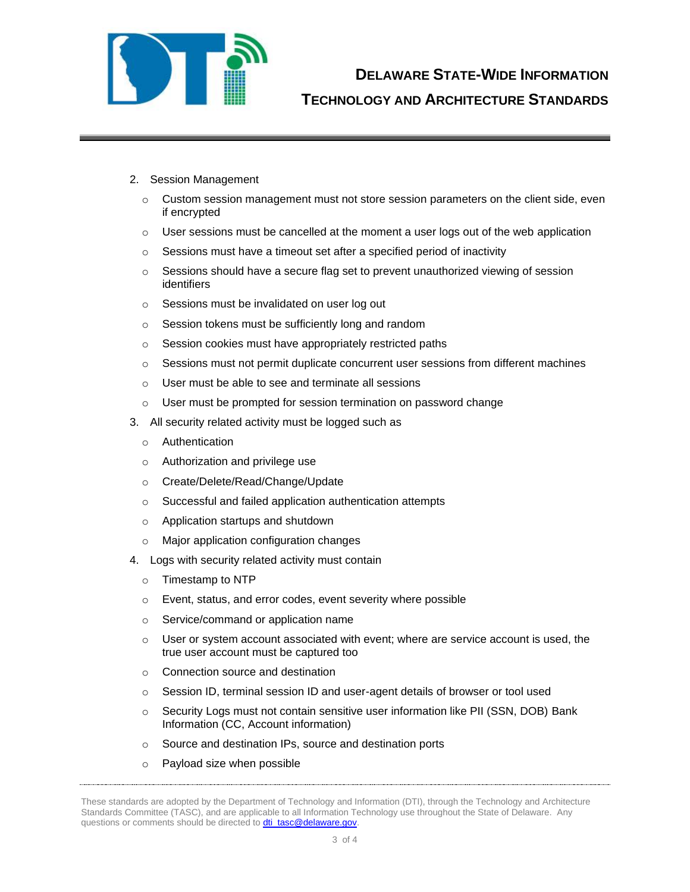2. Session Management
    - Custom session management must not store session parameters on the client side, even if encrypted
    - User sessions must be cancelled at the moment a user logs out of the web application
    - Sessions must have a timeout set after a specified period of inactivity
    - Sessions should have a secure flag set to prevent unauthorized viewing of session identifiers
    - Sessions must be invalidated on user log out
    - Session tokens must be sufficiently long and random
    - Session cookies must have appropriately restricted paths
    - Sessions must not permit duplicate concurrent user sessions from different machines
    - User must be able to see and terminate all sessions
    - User must be prompted for session termination on password change
3. All security related activity must be logged such as
    - Authentication
    - Authorization and privilege use
    - Create/Delete/Read/Change/Update
    - Successful and failed application authentication attempts
    - Application startups and shutdown
    - Major application configuration changes
4. Logs with security related activity must contain
    - Timestamp to NTP
    - Event, status, and error codes, event severity where possible
    - Service/command or application name
    - User or system account associated with event; where are service account is used, the true user account must be captured too
    - Connection source and destination
    - Session ID, terminal session ID and user-agent details of browser or tool used
    - Security Logs must not contain sensitive user information like PII (SSN, DOB) Bank Information (CC, Account information)
    - Source and destination IPs, source and destination ports
    - Payload size when possible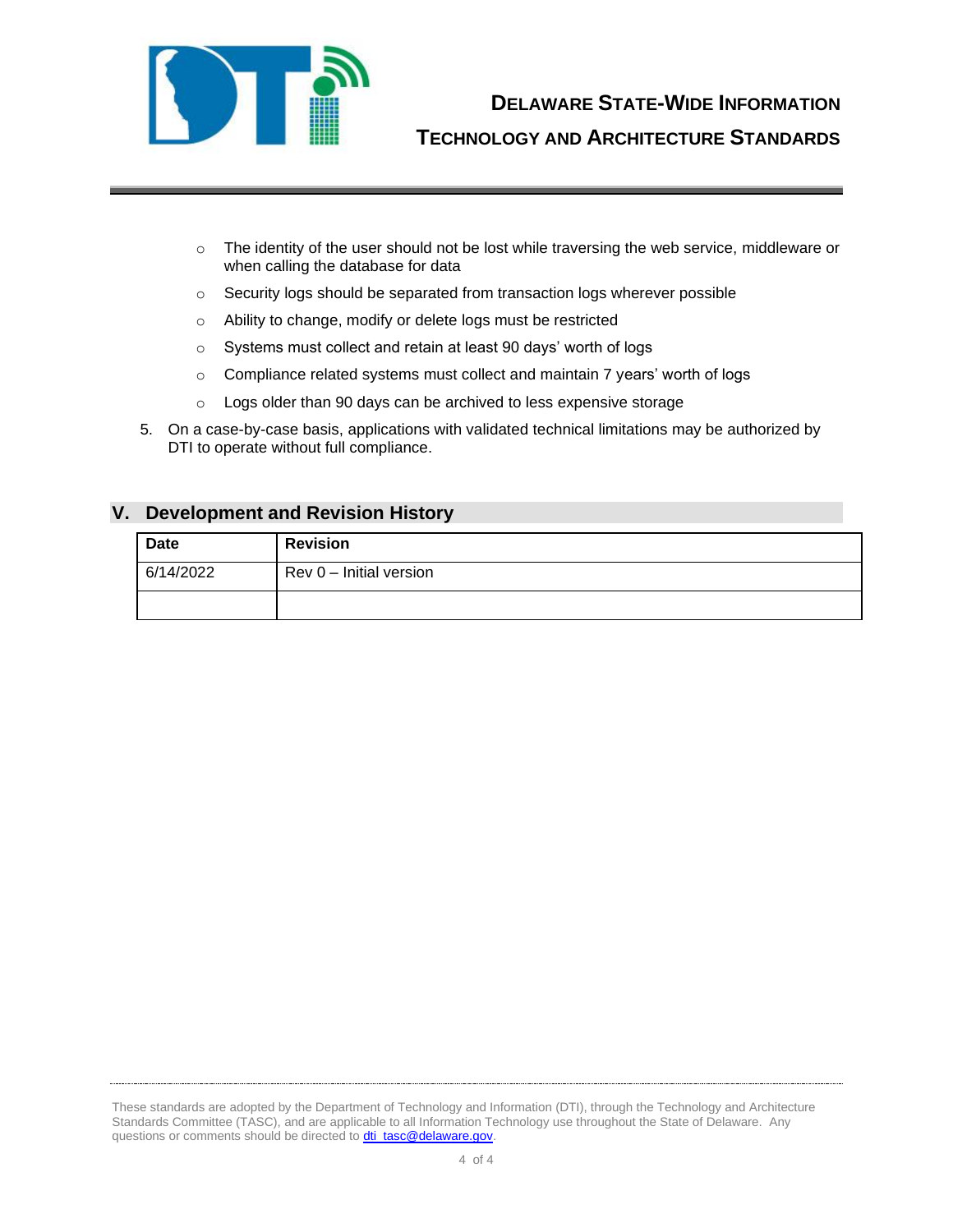- The identity of the user should not be lost while traversing the web service, middleware or when calling the database for data
- Security logs should be separated from transaction logs wherever possible
- Ability to change, modify or delete logs must be restricted
- Systems must collect and retain at least 90 days' worth of logs
- Compliance related systems must collect and maintain 7 years' worth of logs
- Logs older than 90 days can be archived to less expensive storage

5. On a case-by-case basis, applications with validated technical limitations may be authorized by DTI to operate without full compliance.

## V. Development and Revision History

| Date | Revision |
|---|---|
| 6/14/2022 | Rev 0 – Initial version |
| | |

These standards are adopted by the Department of Technology and Information (DTI), through the Technology and Architecture Standards Committee (TASC), and are applicable to all Information Technology use throughout the State of Delaware. Any questions or comments should be directed to dti_tasc@delaware.gov.